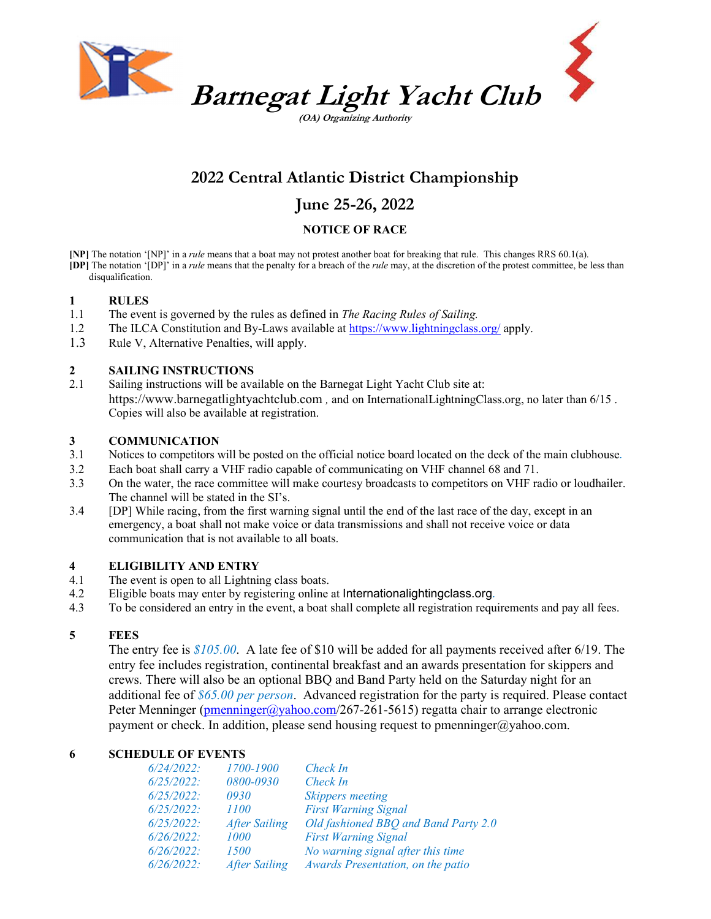# Barnegat Light Yacht Club

***(OA) Organizing Authority***

## 2022 Central Atlantic District Championship

## June 25-26, 2022

### NOTICE OF RACE

**[NP]** The notation '[NP]' in a *rule* means that a boat may not protest another boat for breaking that rule. This changes RRS 60.1(a).
**[DP]** The notation '[DP]' in a *rule* means that the penalty for a breach of the *rule* may, at the discretion of the protest committee, be less than disqualification.

### 1 RULES

1.1 The event is governed by the rules as defined in *The Racing Rules of Sailing.*

1.2 The ILCA Constitution and By-Laws available at https://www.lightningclass.org/ apply.

1.3 Rule V, Alternative Penalties, will apply.

### 2 SAILING INSTRUCTIONS

2.1 Sailing instructions will be available on the Barnegat Light Yacht Club site at: https://www.barnegatlightyachtclub.com , and on InternationalLightningClass.org, no later than 6/15 . Copies will also be available at registration.

### 3 COMMUNICATION

3.1 Notices to competitors will be posted on the official notice board located on the deck of the main clubhouse.

3.2 Each boat shall carry a VHF radio capable of communicating on VHF channel 68 and 71.

3.3 On the water, the race committee will make courtesy broadcasts to competitors on VHF radio or loudhailer. The channel will be stated in the SI's.

3.4 [DP] While racing, from the first warning signal until the end of the last race of the day, except in an emergency, a boat shall not make voice or data transmissions and shall not receive voice or data communication that is not available to all boats.

### 4 ELIGIBILITY AND ENTRY

4.1 The event is open to all Lightning class boats.

4.2 Eligible boats may enter by registering online at Internationalightingclass.org.

4.3 To be considered an entry in the event, a boat shall complete all registration requirements and pay all fees.

### 5 FEES

The entry fee is *$105.00*. A late fee of $10 will be added for all payments received after 6/19. The entry fee includes registration, continental breakfast and an awards presentation for skippers and crews. There will also be an optional BBQ and Band Party held on the Saturday night for an additional fee of *$65.00 per person*. Advanced registration for the party is required. Please contact Peter Menninger (pmenninger@yahoo.com/267-261-5615) regatta chair to arrange electronic payment or check. In addition, please send housing request to pmenninger@yahoo.com.

### 6 SCHEDULE OF EVENTS

| | | |
|---|---|---|
| *6/24/2022:* | *1700-1900* | *Check In* |
| *6/25/2022:* | *0800-0930* | *Check In* |
| *6/25/2022:* | *0930* | *Skippers meeting* |
| *6/25/2022:* | *1100* | *First Warning Signal* |
| *6/25/2022:* | *After Sailing* | *Old fashioned BBQ and Band Party 2.0* |
| *6/26/2022:* | *1000* | *First Warning Signal* |
| *6/26/2022:* | *1500* | *No warning signal after this time* |
| *6/26/2022:* | *After Sailing* | *Awards Presentation, on the patio* |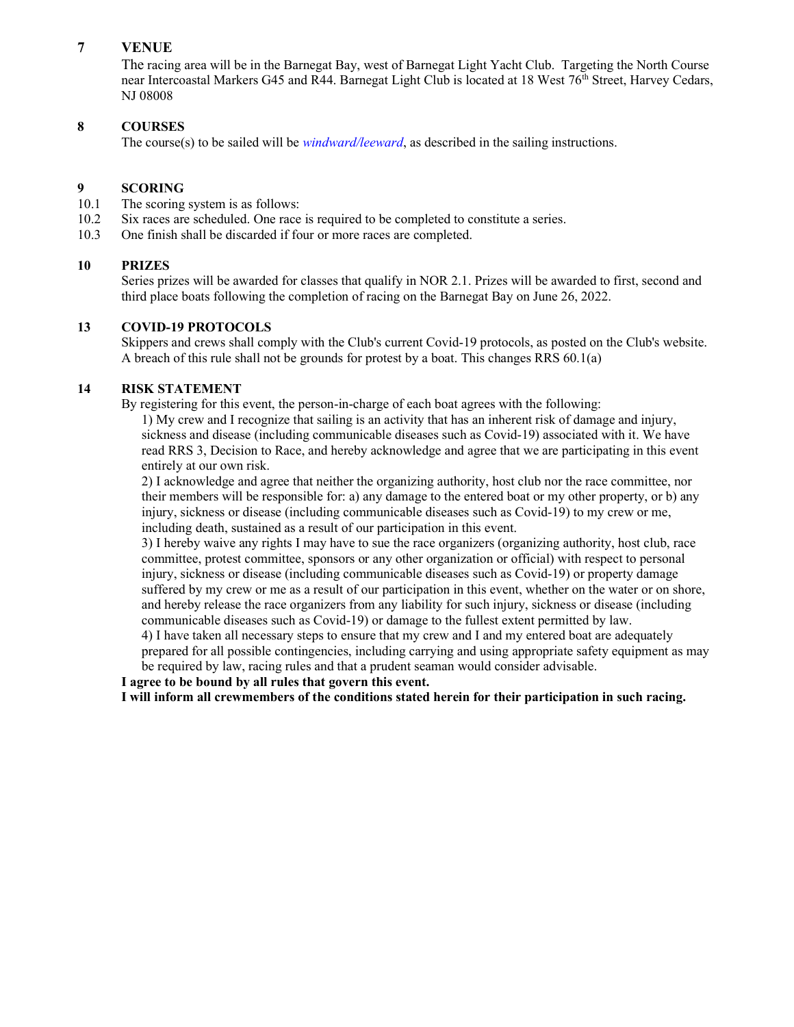## 7 VENUE

The racing area will be in the Barnegat Bay, west of Barnegat Light Yacht Club. Targeting the North Course near Intercoastal Markers G45 and R44. Barnegat Light Club is located at 18 West 76th Street, Harvey Cedars, NJ 08008

## 8 COURSES

The course(s) to be sailed will be *windward/leeward*, as described in the sailing instructions.

## 9 SCORING

10.1 The scoring system is as follows:

10.2 Six races are scheduled. One race is required to be completed to constitute a series.

10.3 One finish shall be discarded if four or more races are completed.

## 10 PRIZES

Series prizes will be awarded for classes that qualify in NOR 2.1. Prizes will be awarded to first, second and third place boats following the completion of racing on the Barnegat Bay on June 26, 2022.

## 13 COVID-19 PROTOCOLS

Skippers and crews shall comply with the Club's current Covid-19 protocols, as posted on the Club's website. A breach of this rule shall not be grounds for protest by a boat. This changes RRS 60.1(a)

## 14 RISK STATEMENT

By registering for this event, the person-in-charge of each boat agrees with the following:

1) My crew and I recognize that sailing is an activity that has an inherent risk of damage and injury, sickness and disease (including communicable diseases such as Covid-19) associated with it. We have read RRS 3, Decision to Race, and hereby acknowledge and agree that we are participating in this event entirely at our own risk.

2) I acknowledge and agree that neither the organizing authority, host club nor the race committee, nor their members will be responsible for: a) any damage to the entered boat or my other property, or b) any injury, sickness or disease (including communicable diseases such as Covid-19) to my crew or me, including death, sustained as a result of our participation in this event.

3) I hereby waive any rights I may have to sue the race organizers (organizing authority, host club, race committee, protest committee, sponsors or any other organization or official) with respect to personal injury, sickness or disease (including communicable diseases such as Covid-19) or property damage suffered by my crew or me as a result of our participation in this event, whether on the water or on shore, and hereby release the race organizers from any liability for such injury, sickness or disease (including communicable diseases such as Covid-19) or damage to the fullest extent permitted by law.

4) I have taken all necessary steps to ensure that my crew and I and my entered boat are adequately prepared for all possible contingencies, including carrying and using appropriate safety equipment as may be required by law, racing rules and that a prudent seaman would consider advisable.

**I agree to be bound by all rules that govern this event.**

**I will inform all crewmembers of the conditions stated herein for their participation in such racing.**